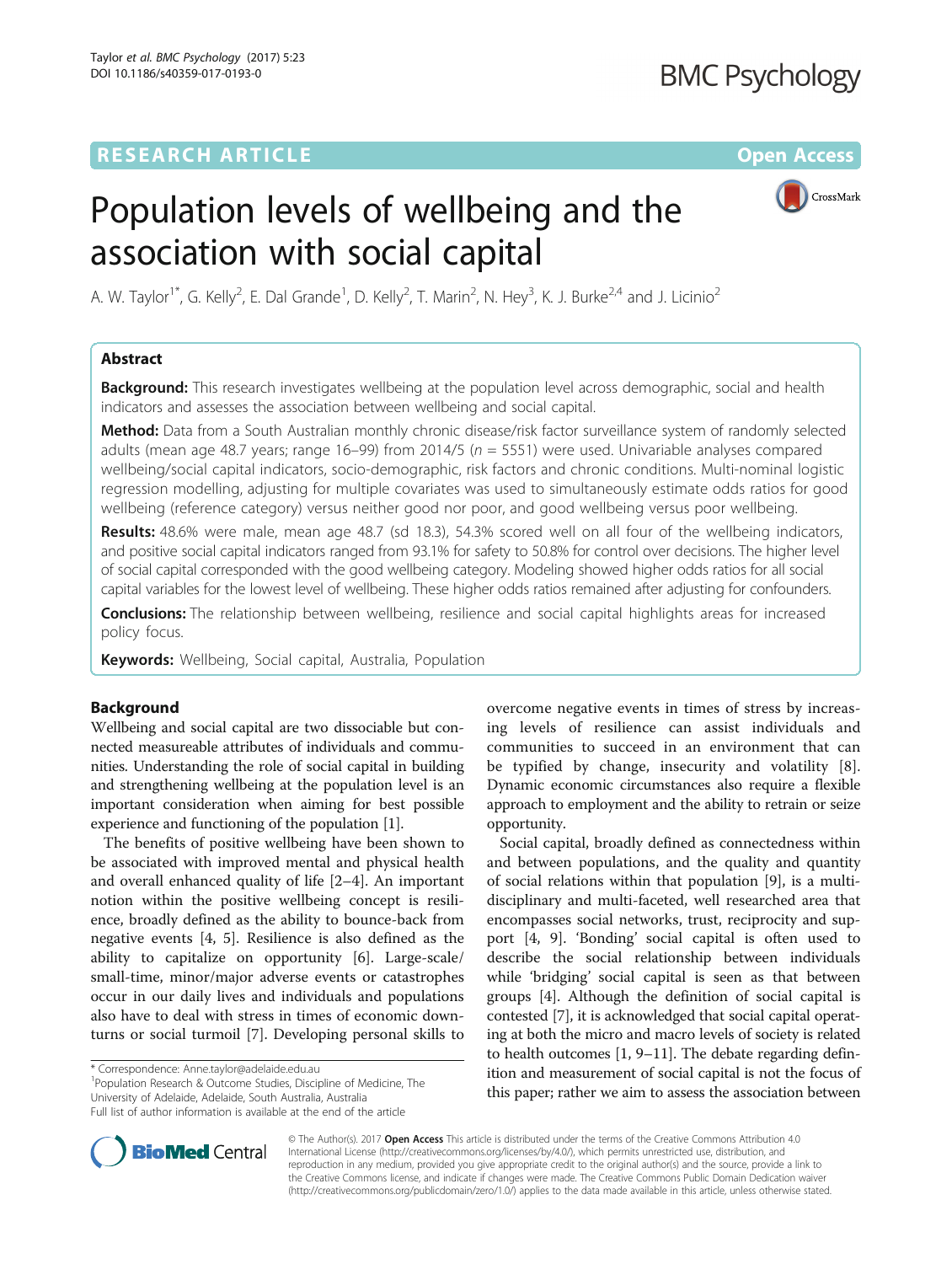RESEARCH ARTICLE

Open Access

# Population levels of wellbeing and the association with social capital

A. W. Taylor[1*], G. Kelly[2], E. Dal Grande[1], D. Kelly[2], T. Marin[2], N. Hey[3], K. J. Burke[2,4] and J. Licinio[2]

## Abstract

**Background:** This research investigates wellbeing at the population level across demographic, social and health indicators and assesses the association between wellbeing and social capital.

**Method:** Data from a South Australian monthly chronic disease/risk factor surveillance system of randomly selected adults (mean age 48.7 years; range 16–99) from 2014/5 ($n$ = 5551) were used. Univariable analyses compared wellbeing/social capital indicators, socio-demographic, risk factors and chronic conditions. Multi-nominal logistic regression modelling, adjusting for multiple covariates was used to simultaneously estimate odds ratios for good wellbeing (reference category) versus neither good nor poor, and good wellbeing versus poor wellbeing.

**Results:** 48.6% were male, mean age 48.7 (sd 18.3), 54.3% scored well on all four of the wellbeing indicators, and positive social capital indicators ranged from 93.1% for safety to 50.8% for control over decisions. The higher level of social capital corresponded with the good wellbeing category. Modeling showed higher odds ratios for all social capital variables for the lowest level of wellbeing. These higher odds ratios remained after adjusting for confounders.

**Conclusions:** The relationship between wellbeing, resilience and social capital highlights areas for increased policy focus.

**Keywords:** Wellbeing, Social capital, Australia, Population

## Background

Wellbeing and social capital are two dissociable but connected measureable attributes of individuals and communities. Understanding the role of social capital in building and strengthening wellbeing at the population level is an important consideration when aiming for best possible experience and functioning of the population [1].

The benefits of positive wellbeing have been shown to be associated with improved mental and physical health and overall enhanced quality of life [2–4]. An important notion within the positive wellbeing concept is resilience, broadly defined as the ability to bounce-back from negative events [4, 5]. Resilience is also defined as the ability to capitalize on opportunity [6]. Large-scale/small-time, minor/major adverse events or catastrophes occur in our daily lives and individuals and populations also have to deal with stress in times of economic downturns or social turmoil [7]. Developing personal skills to overcome negative events in times of stress by increasing levels of resilience can assist individuals and communities to succeed in an environment that can be typified by change, insecurity and volatility [8]. Dynamic economic circumstances also require a flexible approach to employment and the ability to retrain or seize opportunity.

Social capital, broadly defined as connectedness within and between populations, and the quality and quantity of social relations within that population [9], is a multi-disciplinary and multi-faceted, well researched area that encompasses social networks, trust, reciprocity and support [4, 9]. 'Bonding' social capital is often used to describe the social relationship between individuals while 'bridging' social capital is seen as that between groups [4]. Although the definition of social capital is contested [7], it is acknowledged that social capital operating at both the micro and macro levels of society is related to health outcomes [1, 9–11]. The debate regarding definition and measurement of social capital is not the focus of this paper; rather we aim to assess the association between

\* Correspondence: Anne.taylor@adelaide.edu.au
[1]Population Research & Outcome Studies, Discipline of Medicine, The University of Adelaide, Adelaide, South Australia, Australia
Full list of author information is available at the end of the article

© The Author(s). 2017 **Open Access** This article is distributed under the terms of the Creative Commons Attribution 4.0 International License (http://creativecommons.org/licenses/by/4.0/), which permits unrestricted use, distribution, and reproduction in any medium, provided you give appropriate credit to the original author(s) and the source, provide a link to the Creative Commons license, and indicate if changes were made. The Creative Commons Public Domain Dedication waiver (http://creativecommons.org/publicdomain/zero/1.0/) applies to the data made available in this article, unless otherwise stated.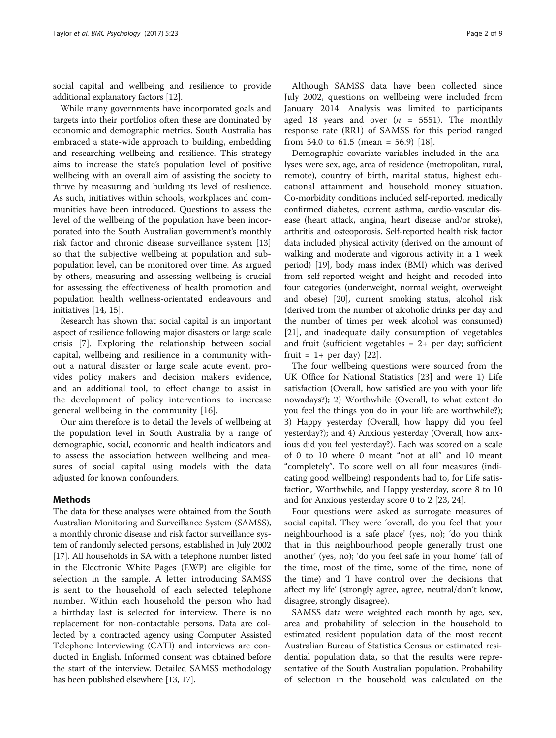social capital and wellbeing and resilience to provide additional explanatory factors [12].

While many governments have incorporated goals and targets into their portfolios often these are dominated by economic and demographic metrics. South Australia has embraced a state-wide approach to building, embedding and researching wellbeing and resilience. This strategy aims to increase the state's population level of positive wellbeing with an overall aim of assisting the society to thrive by measuring and building its level of resilience. As such, initiatives within schools, workplaces and communities have been introduced. Questions to assess the level of the wellbeing of the population have been incorporated into the South Australian government's monthly risk factor and chronic disease surveillance system [13] so that the subjective wellbeing at population and subpopulation level, can be monitored over time. As argued by others, measuring and assessing wellbeing is crucial for assessing the effectiveness of health promotion and population health wellness-orientated endeavours and initiatives [14, 15].

Research has shown that social capital is an important aspect of resilience following major disasters or large scale crisis [7]. Exploring the relationship between social capital, wellbeing and resilience in a community without a natural disaster or large scale acute event, provides policy makers and decision makers evidence, and an additional tool, to effect change to assist in the development of policy interventions to increase general wellbeing in the community [16].

Our aim therefore is to detail the levels of wellbeing at the population level in South Australia by a range of demographic, social, economic and health indicators and to assess the association between wellbeing and measures of social capital using models with the data adjusted for known confounders.

## Methods

The data for these analyses were obtained from the South Australian Monitoring and Surveillance System (SAMSS), a monthly chronic disease and risk factor surveillance system of randomly selected persons, established in July 2002 [17]. All households in SA with a telephone number listed in the Electronic White Pages (EWP) are eligible for selection in the sample. A letter introducing SAMSS is sent to the household of each selected telephone number. Within each household the person who had a birthday last is selected for interview. There is no replacement for non-contactable persons. Data are collected by a contracted agency using Computer Assisted Telephone Interviewing (CATI) and interviews are conducted in English. Informed consent was obtained before the start of the interview. Detailed SAMSS methodology has been published elsewhere [13, 17].

Although SAMSS data have been collected since July 2002, questions on wellbeing were included from January 2014. Analysis was limited to participants aged 18 years and over ($n$ = 5551). The monthly response rate (RR1) of SAMSS for this period ranged from 54.0 to 61.5 (mean = 56.9) [18].

Demographic covariate variables included in the analyses were sex, age, area of residence (metropolitan, rural, remote), country of birth, marital status, highest educational attainment and household money situation. Co-morbidity conditions included self-reported, medically confirmed diabetes, current asthma, cardio-vascular disease (heart attack, angina, heart disease and/or stroke), arthritis and osteoporosis. Self-reported health risk factor data included physical activity (derived on the amount of walking and moderate and vigorous activity in a 1 week period) [19], body mass index (BMI) which was derived from self-reported weight and height and recoded into four categories (underweight, normal weight, overweight and obese) [20], current smoking status, alcohol risk (derived from the number of alcoholic drinks per day and the number of times per week alcohol was consumed) [21], and inadequate daily consumption of vegetables and fruit (sufficient vegetables = 2+ per day; sufficient fruit = 1+ per day) [22].

The four wellbeing questions were sourced from the UK Office for National Statistics [23] and were 1) Life satisfaction (Overall, how satisfied are you with your life nowadays?); 2) Worthwhile (Overall, to what extent do you feel the things you do in your life are worthwhile?); 3) Happy yesterday (Overall, how happy did you feel yesterday?); and 4) Anxious yesterday (Overall, how anxious did you feel yesterday?). Each was scored on a scale of 0 to 10 where 0 meant "not at all" and 10 meant "completely". To score well on all four measures (indicating good wellbeing) respondents had to, for Life satisfaction, Worthwhile, and Happy yesterday, score 8 to 10 and for Anxious yesterday score 0 to 2 [23, 24].

Four questions were asked as surrogate measures of social capital. They were 'overall, do you feel that your neighbourhood is a safe place' (yes, no); 'do you think that in this neighbourhood people generally trust one another' (yes, no); 'do you feel safe in your home' (all of the time, most of the time, some of the time, none of the time) and 'I have control over the decisions that affect my life' (strongly agree, agree, neutral/don't know, disagree, strongly disagree).

SAMSS data were weighted each month by age, sex, area and probability of selection in the household to estimated resident population data of the most recent Australian Bureau of Statistics Census or estimated residential population data, so that the results were representative of the South Australian population. Probability of selection in the household was calculated on the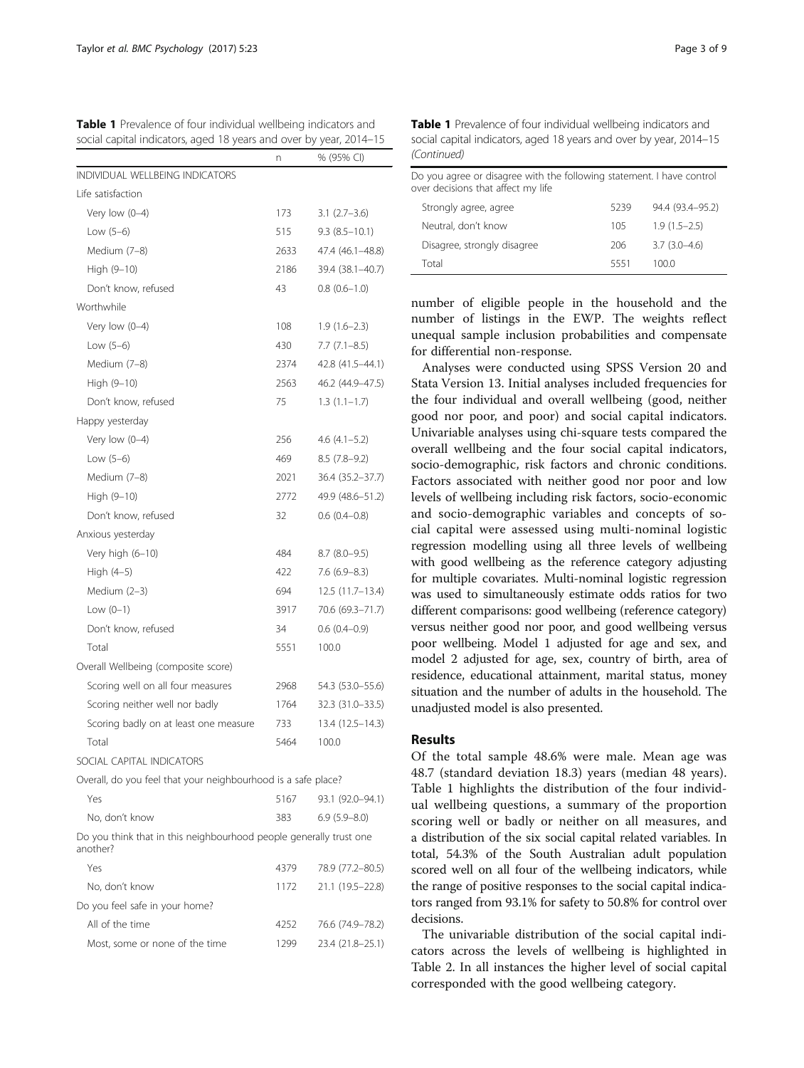**Table 1** Prevalence of four individual wellbeing indicators and social capital indicators, aged 18 years and over by year, 2014–15

| | n | % (95% CI) |
|---|---|---|
| INDIVIDUAL WELLBEING INDICATORS | | |
| Life satisfaction | | |
| Very low (0–4) | 173 | 3.1 (2.7–3.6) |
| Low (5–6) | 515 | 9.3 (8.5–10.1) |
| Medium (7–8) | 2633 | 47.4 (46.1–48.8) |
| High (9–10) | 2186 | 39.4 (38.1–40.7) |
| Don't know, refused | 43 | 0.8 (0.6–1.0) |
| Worthwhile | | |
| Very low (0–4) | 108 | 1.9 (1.6–2.3) |
| Low (5–6) | 430 | 7.7 (7.1–8.5) |
| Medium (7–8) | 2374 | 42.8 (41.5–44.1) |
| High (9–10) | 2563 | 46.2 (44.9–47.5) |
| Don't know, refused | 75 | 1.3 (1.1–1.7) |
| Happy yesterday | | |
| Very low (0–4) | 256 | 4.6 (4.1–5.2) |
| Low (5–6) | 469 | 8.5 (7.8–9.2) |
| Medium (7–8) | 2021 | 36.4 (35.2–37.7) |
| High (9–10) | 2772 | 49.9 (48.6–51.2) |
| Don't know, refused | 32 | 0.6 (0.4–0.8) |
| Anxious yesterday | | |
| Very high (6–10) | 484 | 8.7 (8.0–9.5) |
| High (4–5) | 422 | 7.6 (6.9–8.3) |
| Medium (2–3) | 694 | 12.5 (11.7–13.4) |
| Low (0–1) | 3917 | 70.6 (69.3–71.7) |
| Don't know, refused | 34 | 0.6 (0.4–0.9) |
| Total | 5551 | 100.0 |
| Overall Wellbeing (composite score) | | |
| Scoring well on all four measures | 2968 | 54.3 (53.0–55.6) |
| Scoring neither well nor badly | 1764 | 32.3 (31.0–33.5) |
| Scoring badly on at least one measure | 733 | 13.4 (12.5–14.3) |
| Total | 5464 | 100.0 |
| SOCIAL CAPITAL INDICATORS | | |
| Overall, do you feel that your neighbourhood is a safe place? | | |
| Yes | 5167 | 93.1 (92.0–94.1) |
| No, don't know | 383 | 6.9 (5.9–8.0) |
| Do you think that in this neighbourhood people generally trust one another? | | |
| Yes | 4379 | 78.9 (77.2–80.5) |
| No, don't know | 1172 | 21.1 (19.5–22.8) |
| Do you feel safe in your home? | | |
| All of the time | 4252 | 76.6 (74.9–78.2) |
| Most, some or none of the time | 1299 | 23.4 (21.8–25.1) |
| Do you agree or disagree with the following statement. I have control over decisions that affect my life | | |
| Strongly agree, agree | 5239 | 94.4 (93.4–95.2) |
| Neutral, don't know | 105 | 1.9 (1.5–2.5) |
| Disagree, strongly disagree | 206 | 3.7 (3.0–4.6) |
| Total | 5551 | 100.0 |

number of eligible people in the household and the number of listings in the EWP. The weights reflect unequal sample inclusion probabilities and compensate for differential non-response.

Analyses were conducted using SPSS Version 20 and Stata Version 13. Initial analyses included frequencies for the four individual and overall wellbeing (good, neither good nor poor, and poor) and social capital indicators. Univariable analyses using chi-square tests compared the overall wellbeing and the four social capital indicators, socio-demographic, risk factors and chronic conditions. Factors associated with neither good nor poor and low levels of wellbeing including risk factors, socio-economic and socio-demographic variables and concepts of social capital were assessed using multi-nominal logistic regression modelling using all three levels of wellbeing with good wellbeing as the reference category adjusting for multiple covariates. Multi-nominal logistic regression was used to simultaneously estimate odds ratios for two different comparisons: good wellbeing (reference category) versus neither good nor poor, and good wellbeing versus poor wellbeing. Model 1 adjusted for age and sex, and model 2 adjusted for age, sex, country of birth, area of residence, educational attainment, marital status, money situation and the number of adults in the household. The unadjusted model is also presented.

## Results

Of the total sample 48.6% were male. Mean age was 48.7 (standard deviation 18.3) years (median 48 years). Table 1 highlights the distribution of the four individual wellbeing questions, a summary of the proportion scoring well or badly or neither on all measures, and a distribution of the six social capital related variables. In total, 54.3% of the South Australian adult population scored well on all four of the wellbeing indicators, while the range of positive responses to the social capital indicators ranged from 93.1% for safety to 50.8% for control over decisions.

The univariable distribution of the social capital indicators across the levels of wellbeing is highlighted in Table 2. In all instances the higher level of social capital corresponded with the good wellbeing category.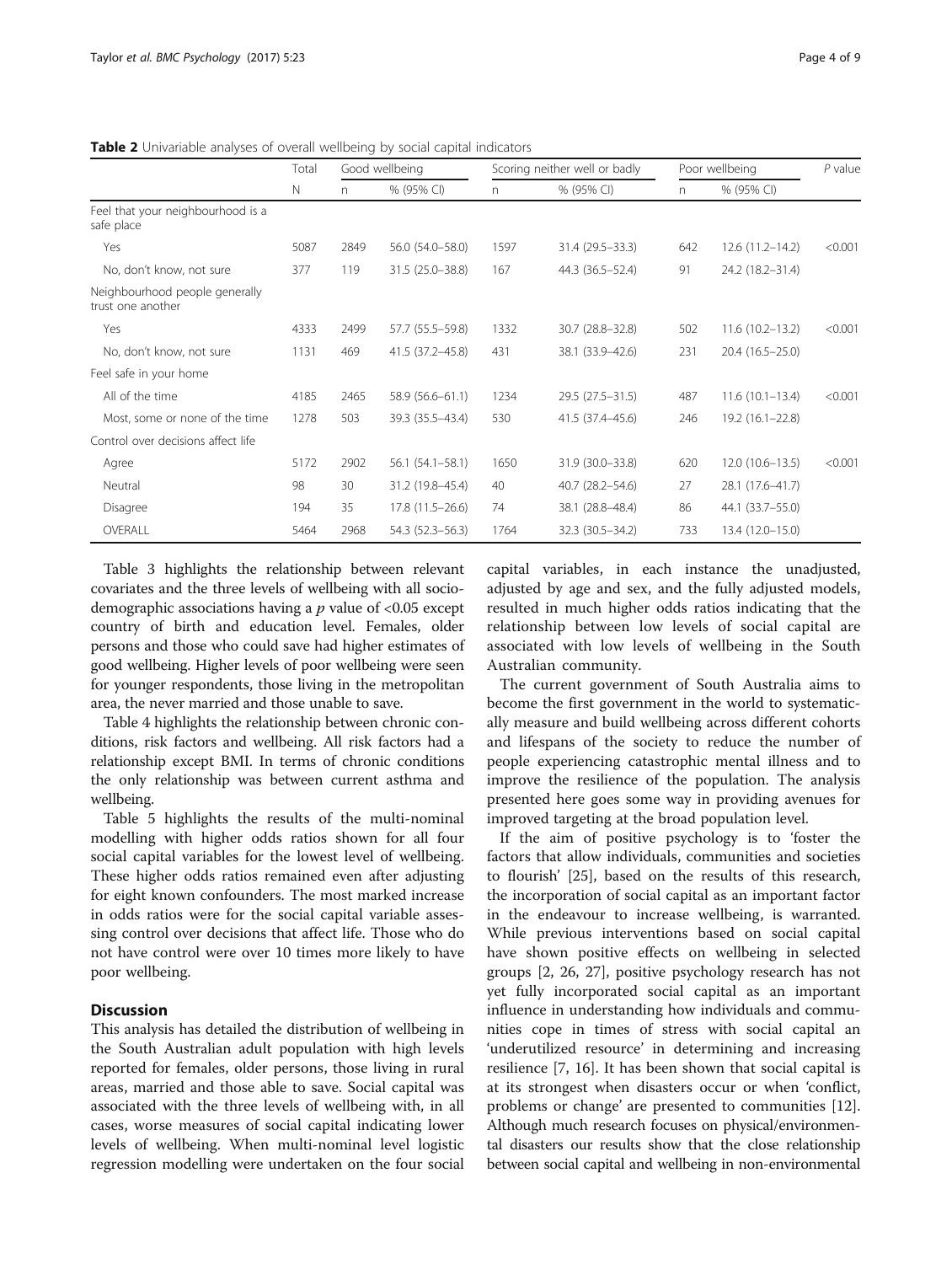**Table 2** Univariable analyses of overall wellbeing by social capital indicators

| | Total | Good wellbeing | | Scoring neither well or badly | | Poor wellbeing | | *P* value |
|---|---|---|---|---|---|---|---|---|
| | N | n | % (95% CI) | n | % (95% CI) | n | % (95% CI) | |
| Feel that your neighbourhood is a safe place | | | | | | | | |
| Yes | 5087 | 2849 | 56.0 (54.0–58.0) | 1597 | 31.4 (29.5–33.3) | 642 | 12.6 (11.2–14.2) | <0.001 |
| No, don't know, not sure | 377 | 119 | 31.5 (25.0–38.8) | 167 | 44.3 (36.5–52.4) | 91 | 24.2 (18.2–31.4) | |
| Neighbourhood people generally trust one another | | | | | | | | |
| Yes | 4333 | 2499 | 57.7 (55.5–59.8) | 1332 | 30.7 (28.8–32.8) | 502 | 11.6 (10.2–13.2) | <0.001 |
| No, don't know, not sure | 1131 | 469 | 41.5 (37.2–45.8) | 431 | 38.1 (33.9–42.6) | 231 | 20.4 (16.5–25.0) | |
| Feel safe in your home | | | | | | | | |
| All of the time | 4185 | 2465 | 58.9 (56.6–61.1) | 1234 | 29.5 (27.5–31.5) | 487 | 11.6 (10.1–13.4) | <0.001 |
| Most, some or none of the time | 1278 | 503 | 39.3 (35.5–43.4) | 530 | 41.5 (37.4–45.6) | 246 | 19.2 (16.1–22.8) | |
| Control over decisions affect life | | | | | | | | |
| Agree | 5172 | 2902 | 56.1 (54.1–58.1) | 1650 | 31.9 (30.0–33.8) | 620 | 12.0 (10.6–13.5) | <0.001 |
| Neutral | 98 | 30 | 31.2 (19.8–45.4) | 40 | 40.7 (28.2–54.6) | 27 | 28.1 (17.6–41.7) | |
| Disagree | 194 | 35 | 17.8 (11.5–26.6) | 74 | 38.1 (28.8–48.4) | 86 | 44.1 (33.7–55.0) | |
| OVERALL | 5464 | 2968 | 54.3 (52.3–56.3) | 1764 | 32.3 (30.5–34.2) | 733 | 13.4 (12.0–15.0) | |

Table 3 highlights the relationship between relevant covariates and the three levels of wellbeing with all socio-demographic associations having a $p$ value of <0.05 except country of birth and education level. Females, older persons and those who could save had higher estimates of good wellbeing. Higher levels of poor wellbeing were seen for younger respondents, those living in the metropolitan area, the never married and those unable to save.

Table 4 highlights the relationship between chronic conditions, risk factors and wellbeing. All risk factors had a relationship except BMI. In terms of chronic conditions the only relationship was between current asthma and wellbeing.

Table 5 highlights the results of the multi-nominal modelling with higher odds ratios shown for all four social capital variables for the lowest level of wellbeing. These higher odds ratios remained even after adjusting for eight known confounders. The most marked increase in odds ratios were for the social capital variable assessing control over decisions that affect life. Those who do not have control were over 10 times more likely to have poor wellbeing.

## Discussion

This analysis has detailed the distribution of wellbeing in the South Australian adult population with high levels reported for females, older persons, those living in rural areas, married and those able to save. Social capital was associated with the three levels of wellbeing with, in all cases, worse measures of social capital indicating lower levels of wellbeing. When multi-nominal level logistic regression modelling were undertaken on the four social capital variables, in each instance the unadjusted, adjusted by age and sex, and the fully adjusted models, resulted in much higher odds ratios indicating that the relationship between low levels of social capital are associated with low levels of wellbeing in the South Australian community.

The current government of South Australia aims to become the first government in the world to systematically measure and build wellbeing across different cohorts and lifespans of the society to reduce the number of people experiencing catastrophic mental illness and to improve the resilience of the population. The analysis presented here goes some way in providing avenues for improved targeting at the broad population level.

If the aim of positive psychology is to 'foster the factors that allow individuals, communities and societies to flourish' [25], based on the results of this research, the incorporation of social capital as an important factor in the endeavour to increase wellbeing, is warranted. While previous interventions based on social capital have shown positive effects on wellbeing in selected groups [2, 26, 27], positive psychology research has not yet fully incorporated social capital as an important influence in understanding how individuals and communities cope in times of stress with social capital an 'underutilized resource' in determining and increasing resilience [7, 16]. It has been shown that social capital is at its strongest when disasters occur or when 'conflict, problems or change' are presented to communities [12]. Although much research focuses on physical/environmental disasters our results show that the close relationship between social capital and wellbeing in non-environmental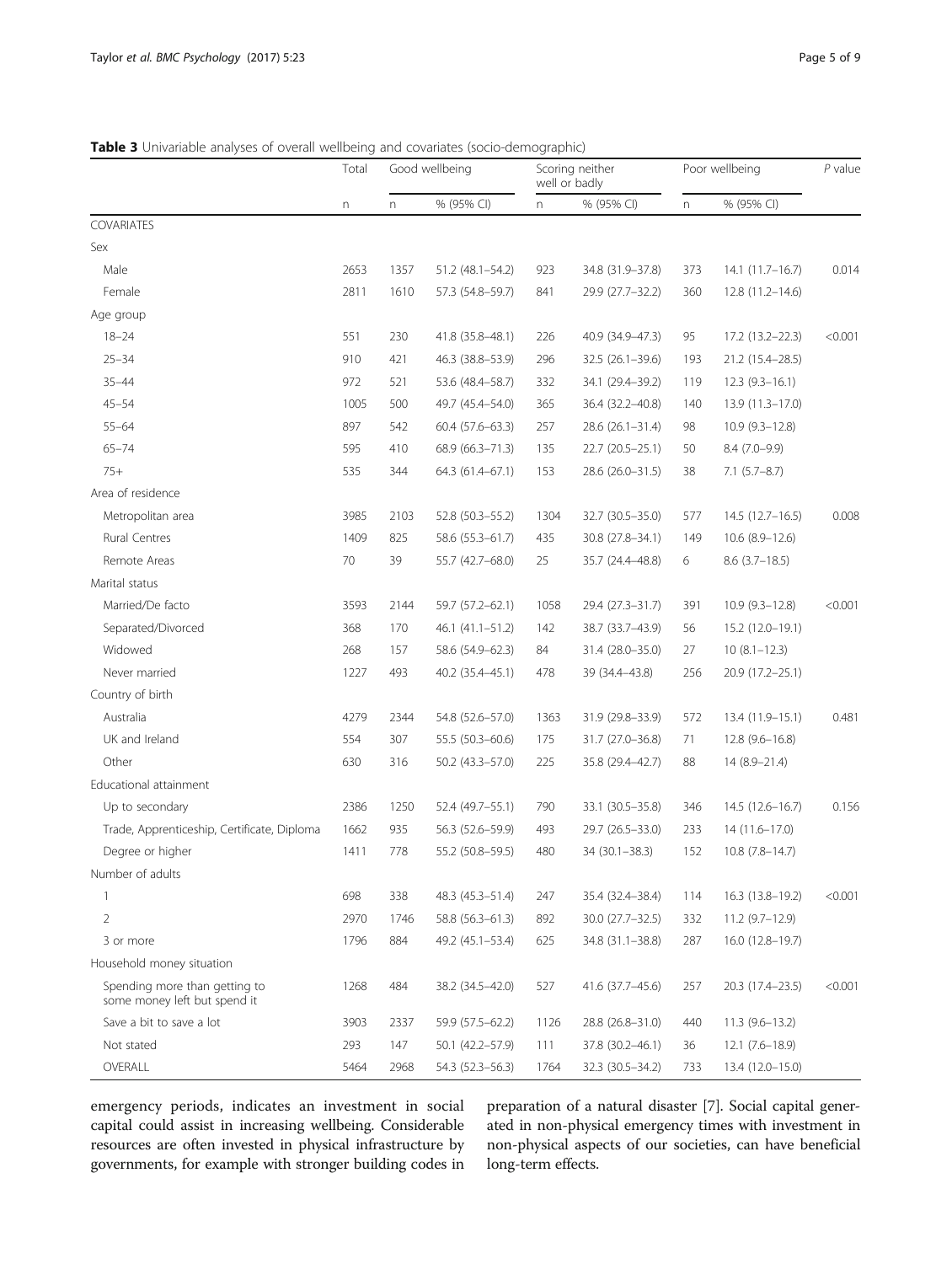**Table 3** Univariable analyses of overall wellbeing and covariates (socio-demographic)

| | Total | Good wellbeing | | Scoring neither well or badly | | Poor wellbeing | | P value |
|---|---|---|---|---|---|---|---|---|
| | n | n | % (95% CI) | n | % (95% CI) | n | % (95% CI) | |
| COVARIATES | | | | | | | | |
| Sex | | | | | | | | |
| Male | 2653 | 1357 | 51.2 (48.1–54.2) | 923 | 34.8 (31.9–37.8) | 373 | 14.1 (11.7–16.7) | 0.014 |
| Female | 2811 | 1610 | 57.3 (54.8–59.7) | 841 | 29.9 (27.7–32.2) | 360 | 12.8 (11.2–14.6) | |
| Age group | | | | | | | | |
| 18–24 | 551 | 230 | 41.8 (35.8–48.1) | 226 | 40.9 (34.9–47.3) | 95 | 17.2 (13.2–22.3) | <0.001 |
| 25–34 | 910 | 421 | 46.3 (38.8–53.9) | 296 | 32.5 (26.1–39.6) | 193 | 21.2 (15.4–28.5) | |
| 35–44 | 972 | 521 | 53.6 (48.4–58.7) | 332 | 34.1 (29.4–39.2) | 119 | 12.3 (9.3–16.1) | |
| 45–54 | 1005 | 500 | 49.7 (45.4–54.0) | 365 | 36.4 (32.2–40.8) | 140 | 13.9 (11.3–17.0) | |
| 55–64 | 897 | 542 | 60.4 (57.6–63.3) | 257 | 28.6 (26.1–31.4) | 98 | 10.9 (9.3–12.8) | |
| 65–74 | 595 | 410 | 68.9 (66.3–71.3) | 135 | 22.7 (20.5–25.1) | 50 | 8.4 (7.0–9.9) | |
| 75+ | 535 | 344 | 64.3 (61.4–67.1) | 153 | 28.6 (26.0–31.5) | 38 | 7.1 (5.7–8.7) | |
| Area of residence | | | | | | | | |
| Metropolitan area | 3985 | 2103 | 52.8 (50.3–55.2) | 1304 | 32.7 (30.5–35.0) | 577 | 14.5 (12.7–16.5) | 0.008 |
| Rural Centres | 1409 | 825 | 58.6 (55.3–61.7) | 435 | 30.8 (27.8–34.1) | 149 | 10.6 (8.9–12.6) | |
| Remote Areas | 70 | 39 | 55.7 (42.7–68.0) | 25 | 35.7 (24.4–48.8) | 6 | 8.6 (3.7–18.5) | |
| Marital status | | | | | | | | |
| Married/De facto | 3593 | 2144 | 59.7 (57.2–62.1) | 1058 | 29.4 (27.3–31.7) | 391 | 10.9 (9.3–12.8) | <0.001 |
| Separated/Divorced | 368 | 170 | 46.1 (41.1–51.2) | 142 | 38.7 (33.7–43.9) | 56 | 15.2 (12.0–19.1) | |
| Widowed | 268 | 157 | 58.6 (54.9–62.3) | 84 | 31.4 (28.0–35.0) | 27 | 10 (8.1–12.3) | |
| Never married | 1227 | 493 | 40.2 (35.4–45.1) | 478 | 39 (34.4–43.8) | 256 | 20.9 (17.2–25.1) | |
| Country of birth | | | | | | | | |
| Australia | 4279 | 2344 | 54.8 (52.6–57.0) | 1363 | 31.9 (29.8–33.9) | 572 | 13.4 (11.9–15.1) | 0.481 |
| UK and Ireland | 554 | 307 | 55.5 (50.3–60.6) | 175 | 31.7 (27.0–36.8) | 71 | 12.8 (9.6–16.8) | |
| Other | 630 | 316 | 50.2 (43.3–57.0) | 225 | 35.8 (29.4–42.7) | 88 | 14 (8.9–21.4) | |
| Educational attainment | | | | | | | | |
| Up to secondary | 2386 | 1250 | 52.4 (49.7–55.1) | 790 | 33.1 (30.5–35.8) | 346 | 14.5 (12.6–16.7) | 0.156 |
| Trade, Apprenticeship, Certificate, Diploma | 1662 | 935 | 56.3 (52.6–59.9) | 493 | 29.7 (26.5–33.0) | 233 | 14 (11.6–17.0) | |
| Degree or higher | 1411 | 778 | 55.2 (50.8–59.5) | 480 | 34 (30.1–38.3) | 152 | 10.8 (7.8–14.7) | |
| Number of adults | | | | | | | | |
| 1 | 698 | 338 | 48.3 (45.3–51.4) | 247 | 35.4 (32.4–38.4) | 114 | 16.3 (13.8–19.2) | <0.001 |
| 2 | 2970 | 1746 | 58.8 (56.3–61.3) | 892 | 30.0 (27.7–32.5) | 332 | 11.2 (9.7–12.9) | |
| 3 or more | 1796 | 884 | 49.2 (45.1–53.4) | 625 | 34.8 (31.1–38.8) | 287 | 16.0 (12.8–19.7) | |
| Household money situation | | | | | | | | |
| Spending more than getting to some money left but spend it | 1268 | 484 | 38.2 (34.5–42.0) | 527 | 41.6 (37.7–45.6) | 257 | 20.3 (17.4–23.5) | <0.001 |
| Save a bit to save a lot | 3903 | 2337 | 59.9 (57.5–62.2) | 1126 | 28.8 (26.8–31.0) | 440 | 11.3 (9.6–13.2) | |
| Not stated | 293 | 147 | 50.1 (42.2–57.9) | 111 | 37.8 (30.2–46.1) | 36 | 12.1 (7.6–18.9) | |
| OVERALL | 5464 | 2968 | 54.3 (52.3–56.3) | 1764 | 32.3 (30.5–34.2) | 733 | 13.4 (12.0–15.0) | |

emergency periods, indicates an investment in social capital could assist in increasing wellbeing. Considerable resources are often invested in physical infrastructure by governments, for example with stronger building codes in preparation of a natural disaster [7]. Social capital generated in non-physical emergency times with investment in non-physical aspects of our societies, can have beneficial long-term effects.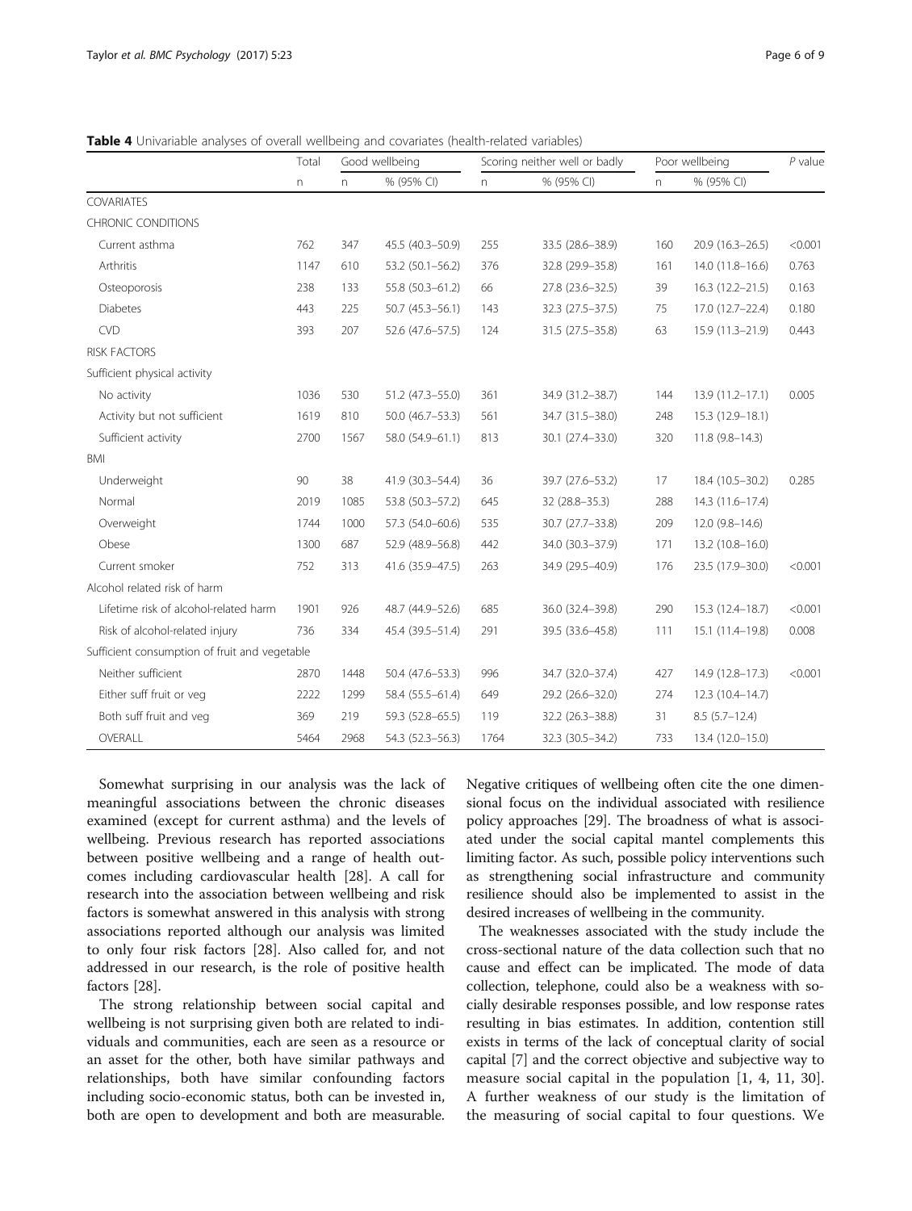**Table 4** Univariable analyses of overall wellbeing and covariates (health-related variables)

| | Total | Good wellbeing | | Scoring neither well or badly | | Poor wellbeing | | *P* value |
|---|---|---|---|---|---|---|---|---|
| | n | n | % (95% CI) | n | % (95% CI) | n | % (95% CI) | |
| COVARIATES | | | | | | | | |
| CHRONIC CONDITIONS | | | | | | | | |
| Current asthma | 762 | 347 | 45.5 (40.3–50.9) | 255 | 33.5 (28.6–38.9) | 160 | 20.9 (16.3–26.5) | <0.001 |
| Arthritis | 1147 | 610 | 53.2 (50.1–56.2) | 376 | 32.8 (29.9–35.8) | 161 | 14.0 (11.8–16.6) | 0.763 |
| Osteoporosis | 238 | 133 | 55.8 (50.3–61.2) | 66 | 27.8 (23.6–32.5) | 39 | 16.3 (12.2–21.5) | 0.163 |
| Diabetes | 443 | 225 | 50.7 (45.3–56.1) | 143 | 32.3 (27.5–37.5) | 75 | 17.0 (12.7–22.4) | 0.180 |
| CVD | 393 | 207 | 52.6 (47.6–57.5) | 124 | 31.5 (27.5–35.8) | 63 | 15.9 (11.3–21.9) | 0.443 |
| RISK FACTORS | | | | | | | | |
| Sufficient physical activity | | | | | | | | |
| No activity | 1036 | 530 | 51.2 (47.3–55.0) | 361 | 34.9 (31.2–38.7) | 144 | 13.9 (11.2–17.1) | 0.005 |
| Activity but not sufficient | 1619 | 810 | 50.0 (46.7–53.3) | 561 | 34.7 (31.5–38.0) | 248 | 15.3 (12.9–18.1) | |
| Sufficient activity | 2700 | 1567 | 58.0 (54.9–61.1) | 813 | 30.1 (27.4–33.0) | 320 | 11.8 (9.8–14.3) | |
| BMI | | | | | | | | |
| Underweight | 90 | 38 | 41.9 (30.3–54.4) | 36 | 39.7 (27.6–53.2) | 17 | 18.4 (10.5–30.2) | 0.285 |
| Normal | 2019 | 1085 | 53.8 (50.3–57.2) | 645 | 32 (28.8–35.3) | 288 | 14.3 (11.6–17.4) | |
| Overweight | 1744 | 1000 | 57.3 (54.0–60.6) | 535 | 30.7 (27.7–33.8) | 209 | 12.0 (9.8–14.6) | |
| Obese | 1300 | 687 | 52.9 (48.9–56.8) | 442 | 34.0 (30.3–37.9) | 171 | 13.2 (10.8–16.0) | |
| Current smoker | 752 | 313 | 41.6 (35.9–47.5) | 263 | 34.9 (29.5–40.9) | 176 | 23.5 (17.9–30.0) | <0.001 |
| Alcohol related risk of harm | | | | | | | | |
| Lifetime risk of alcohol-related harm | 1901 | 926 | 48.7 (44.9–52.6) | 685 | 36.0 (32.4–39.8) | 290 | 15.3 (12.4–18.7) | <0.001 |
| Risk of alcohol-related injury | 736 | 334 | 45.4 (39.5–51.4) | 291 | 39.5 (33.6–45.8) | 111 | 15.1 (11.4–19.8) | 0.008 |
| Sufficient consumption of fruit and vegetable | | | | | | | | |
| Neither sufficient | 2870 | 1448 | 50.4 (47.6–53.3) | 996 | 34.7 (32.0–37.4) | 427 | 14.9 (12.8–17.3) | <0.001 |
| Either suff fruit or veg | 2222 | 1299 | 58.4 (55.5–61.4) | 649 | 29.2 (26.6–32.0) | 274 | 12.3 (10.4–14.7) | |
| Both suff fruit and veg | 369 | 219 | 59.3 (52.8–65.5) | 119 | 32.2 (26.3–38.8) | 31 | 8.5 (5.7–12.4) | |
| OVERALL | 5464 | 2968 | 54.3 (52.3–56.3) | 1764 | 32.3 (30.5–34.2) | 733 | 13.4 (12.0–15.0) | |

Somewhat surprising in our analysis was the lack of meaningful associations between the chronic diseases examined (except for current asthma) and the levels of wellbeing. Previous research has reported associations between positive wellbeing and a range of health outcomes including cardiovascular health [28]. A call for research into the association between wellbeing and risk factors is somewhat answered in this analysis with strong associations reported although our analysis was limited to only four risk factors [28]. Also called for, and not addressed in our research, is the role of positive health factors [28].

The strong relationship between social capital and wellbeing is not surprising given both are related to individuals and communities, each are seen as a resource or an asset for the other, both have similar pathways and relationships, both have similar confounding factors including socio-economic status, both can be invested in, both are open to development and both are measurable. Negative critiques of wellbeing often cite the one dimensional focus on the individual associated with resilience policy approaches [29]. The broadness of what is associated under the social capital mantel complements this limiting factor. As such, possible policy interventions such as strengthening social infrastructure and community resilience should also be implemented to assist in the desired increases of wellbeing in the community.

The weaknesses associated with the study include the cross-sectional nature of the data collection such that no cause and effect can be implicated. The mode of data collection, telephone, could also be a weakness with socially desirable responses possible, and low response rates resulting in bias estimates. In addition, contention still exists in terms of the lack of conceptual clarity of social capital [7] and the correct objective and subjective way to measure social capital in the population [1, 4, 11, 30]. A further weakness of our study is the limitation of the measuring of social capital to four questions. We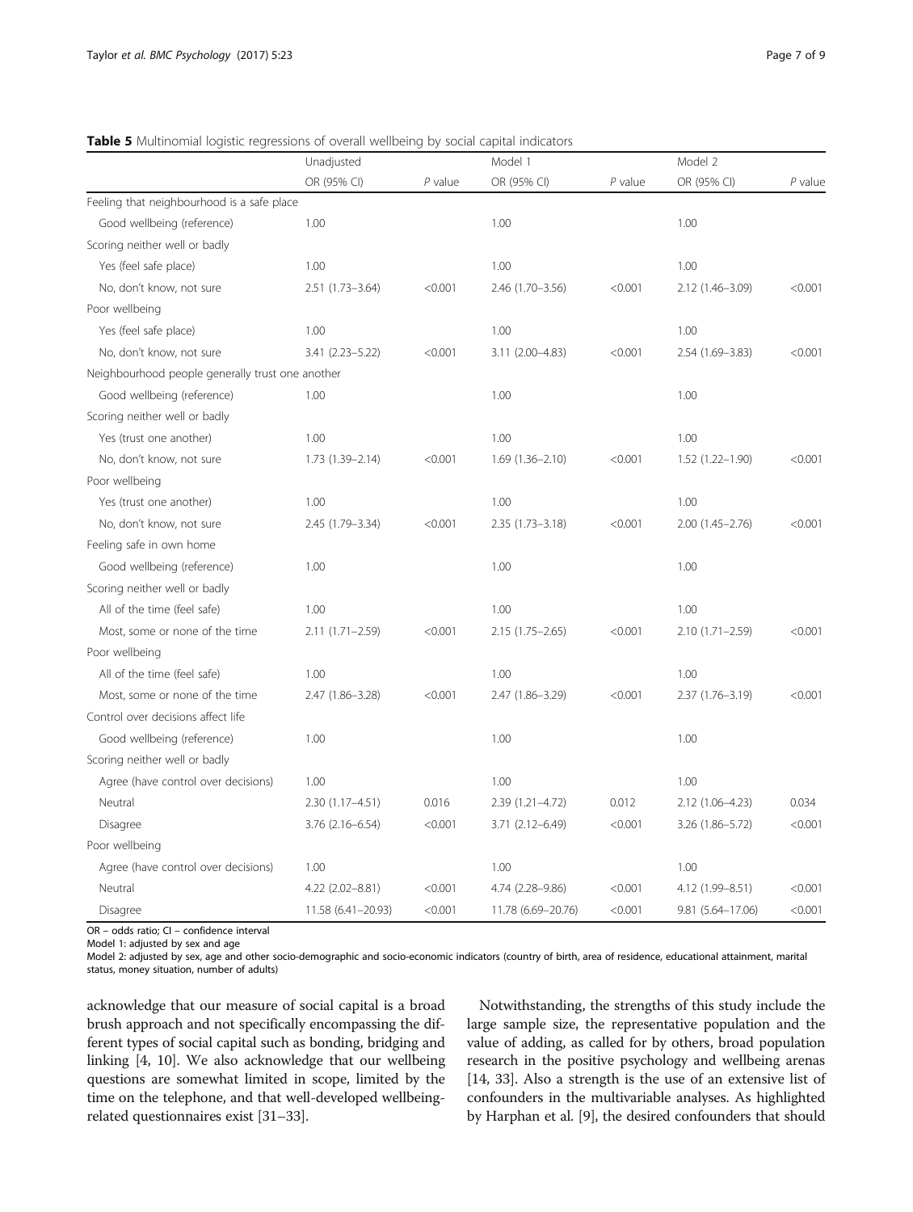**Table 5** Multinomial logistic regressions of overall wellbeing by social capital indicators

| | Unadjusted | | Model 1 | | Model 2 | |
|---|---|---|---|---|---|---|
| | OR (95% CI) | *P* value | OR (95% CI) | *P* value | OR (95% CI) | *P* value |
| Feeling that neighbourhood is a safe place | | | | | | |
| Good wellbeing (reference) | 1.00 | | 1.00 | | 1.00 | |
| Scoring neither well or badly | | | | | | |
| Yes (feel safe place) | 1.00 | | 1.00 | | 1.00 | |
| No, don't know, not sure | 2.51 (1.73–3.64) | <0.001 | 2.46 (1.70–3.56) | <0.001 | 2.12 (1.46–3.09) | <0.001 |
| Poor wellbeing | | | | | | |
| Yes (feel safe place) | 1.00 | | 1.00 | | 1.00 | |
| No, don't know, not sure | 3.41 (2.23–5.22) | <0.001 | 3.11 (2.00–4.83) | <0.001 | 2.54 (1.69–3.83) | <0.001 |
| Neighbourhood people generally trust one another | | | | | | |
| Good wellbeing (reference) | 1.00 | | 1.00 | | 1.00 | |
| Scoring neither well or badly | | | | | | |
| Yes (trust one another) | 1.00 | | 1.00 | | 1.00 | |
| No, don't know, not sure | 1.73 (1.39–2.14) | <0.001 | 1.69 (1.36–2.10) | <0.001 | 1.52 (1.22–1.90) | <0.001 |
| Poor wellbeing | | | | | | |
| Yes (trust one another) | 1.00 | | 1.00 | | 1.00 | |
| No, don't know, not sure | 2.45 (1.79–3.34) | <0.001 | 2.35 (1.73–3.18) | <0.001 | 2.00 (1.45–2.76) | <0.001 |
| Feeling safe in own home | | | | | | |
| Good wellbeing (reference) | 1.00 | | 1.00 | | 1.00 | |
| Scoring neither well or badly | | | | | | |
| All of the time (feel safe) | 1.00 | | 1.00 | | 1.00 | |
| Most, some or none of the time | 2.11 (1.71–2.59) | <0.001 | 2.15 (1.75–2.65) | <0.001 | 2.10 (1.71–2.59) | <0.001 |
| Poor wellbeing | | | | | | |
| All of the time (feel safe) | 1.00 | | 1.00 | | 1.00 | |
| Most, some or none of the time | 2.47 (1.86–3.28) | <0.001 | 2.47 (1.86–3.29) | <0.001 | 2.37 (1.76–3.19) | <0.001 |
| Control over decisions affect life | | | | | | |
| Good wellbeing (reference) | 1.00 | | 1.00 | | 1.00 | |
| Scoring neither well or badly | | | | | | |
| Agree (have control over decisions) | 1.00 | | 1.00 | | 1.00 | |
| Neutral | 2.30 (1.17–4.51) | 0.016 | 2.39 (1.21–4.72) | 0.012 | 2.12 (1.06–4.23) | 0.034 |
| Disagree | 3.76 (2.16–6.54) | <0.001 | 3.71 (2.12–6.49) | <0.001 | 3.26 (1.86–5.72) | <0.001 |
| Poor wellbeing | | | | | | |
| Agree (have control over decisions) | 1.00 | | 1.00 | | 1.00 | |
| Neutral | 4.22 (2.02–8.81) | <0.001 | 4.74 (2.28–9.86) | <0.001 | 4.12 (1.99–8.51) | <0.001 |
| Disagree | 11.58 (6.41–20.93) | <0.001 | 11.78 (6.69–20.76) | <0.001 | 9.81 (5.64–17.06) | <0.001 |

OR – odds ratio; CI – confidence interval

Model 1: adjusted by sex and age

Model 2: adjusted by sex, age and other socio-demographic and socio-economic indicators (country of birth, area of residence, educational attainment, marital status, money situation, number of adults)

acknowledge that our measure of social capital is a broad brush approach and not specifically encompassing the different types of social capital such as bonding, bridging and linking [4, 10]. We also acknowledge that our wellbeing questions are somewhat limited in scope, limited by the time on the telephone, and that well-developed wellbeing-related questionnaires exist [31–33].

Notwithstanding, the strengths of this study include the large sample size, the representative population and the value of adding, as called for by others, broad population research in the positive psychology and wellbeing arenas [14, 33]. Also a strength is the use of an extensive list of confounders in the multivariable analyses. As highlighted by Harphan et al. [9], the desired confounders that should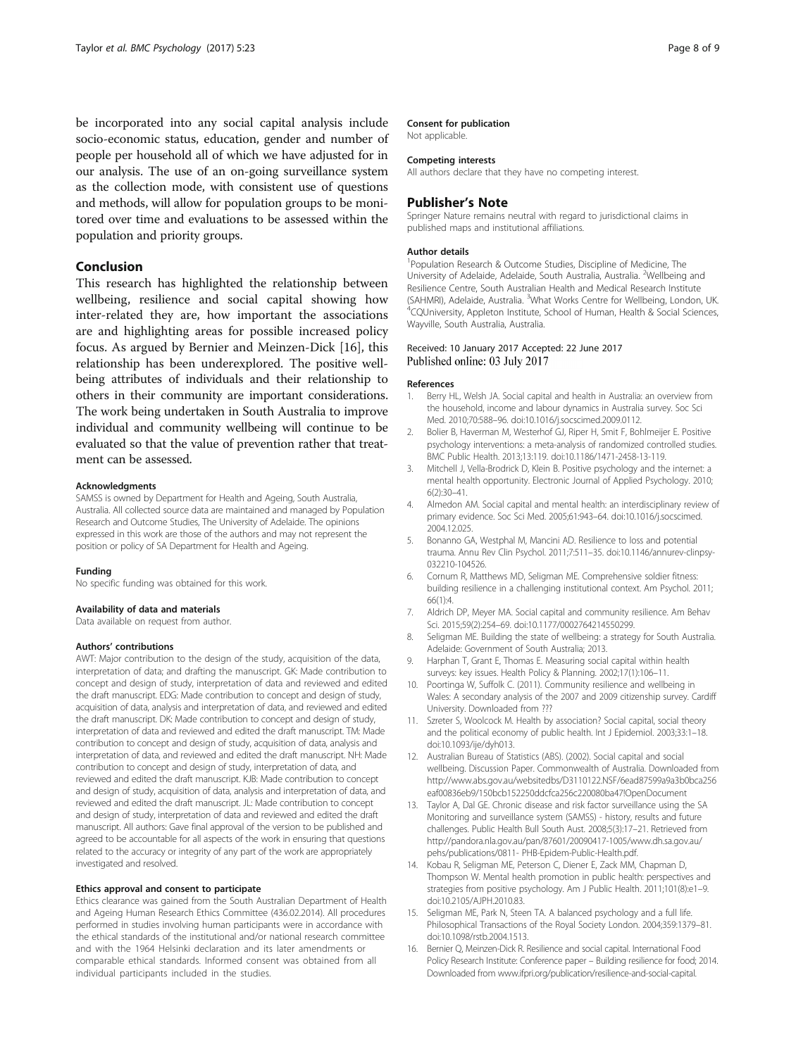be incorporated into any social capital analysis include socio-economic status, education, gender and number of people per household all of which we have adjusted for in our analysis. The use of an on-going surveillance system as the collection mode, with consistent use of questions and methods, will allow for population groups to be monitored over time and evaluations to be assessed within the population and priority groups.

## Conclusion

This research has highlighted the relationship between wellbeing, resilience and social capital showing how inter-related they are, how important the associations are and highlighting areas for possible increased policy focus. As argued by Bernier and Meinzen-Dick [16], this relationship has been underexplored. The positive wellbeing attributes of individuals and their relationship to others in their community are important considerations. The work being undertaken in South Australia to improve individual and community wellbeing will continue to be evaluated so that the value of prevention rather that treatment can be assessed.

#### Acknowledgments

SAMSS is owned by Department for Health and Ageing, South Australia, Australia. All collected source data are maintained and managed by Population Research and Outcome Studies, The University of Adelaide. The opinions expressed in this work are those of the authors and may not represent the position or policy of SA Department for Health and Ageing.

#### Funding

No specific funding was obtained for this work.

#### Availability of data and materials

Data available on request from author.

#### Authors' contributions

AWT: Major contribution to the design of the study, acquisition of the data, interpretation of data; and drafting the manuscript. GK: Made contribution to concept and design of study, interpretation of data and reviewed and edited the draft manuscript. EDG: Made contribution to concept and design of study, acquisition of data, analysis and interpretation of data, and reviewed and edited the draft manuscript. DK: Made contribution to concept and design of study, interpretation of data and reviewed and edited the draft manuscript. TM: Made contribution to concept and design of study, acquisition of data, analysis and interpretation of data, and reviewed and edited the draft manuscript. NH: Made contribution to concept and design of study, interpretation of data, and reviewed and edited the draft manuscript. KJB: Made contribution to concept and design of study, acquisition of data, analysis and interpretation of data, and reviewed and edited the draft manuscript. JL: Made contribution to concept and design of study, interpretation of data and reviewed and edited the draft manuscript. All authors: Gave final approval of the version to be published and agreed to be accountable for all aspects of the work in ensuring that questions related to the accuracy or integrity of any part of the work are appropriately investigated and resolved.

#### Ethics approval and consent to participate

Ethics clearance was gained from the South Australian Department of Health and Ageing Human Research Ethics Committee (436.02.2014). All procedures performed in studies involving human participants were in accordance with the ethical standards of the institutional and/or national research committee and with the 1964 Helsinki declaration and its later amendments or comparable ethical standards. Informed consent was obtained from all individual participants included in the studies.

#### Consent for publication

Not applicable.

#### Competing interests

All authors declare that they have no competing interest.

## Publisher's Note

Springer Nature remains neutral with regard to jurisdictional claims in published maps and institutional affiliations.

#### Author details

[1]Population Research & Outcome Studies, Discipline of Medicine, The University of Adelaide, Adelaide, South Australia, Australia. [2]Wellbeing and Resilience Centre, South Australian Health and Medical Research Institute (SAHMRI), Adelaide, Australia. [3]What Works Centre for Wellbeing, London, UK. [4]CQUniversity, Appleton Institute, School of Human, Health & Social Sciences, Wayville, South Australia, Australia.

Received: 10 January 2017 Accepted: 22 June 2017
Published online: 03 July 2017

#### References

1. Berry HL, Welsh JA. Social capital and health in Australia: an overview from the household, income and labour dynamics in Australia survey. Soc Sci Med. 2010;70:588–96. doi:10.1016/j.socscimed.2009.0112.
2. Bolier B, Haverman M, Westerhof GJ, Riper H, Smit F, Bohlmeijer E. Positive psychology interventions: a meta-analysis of randomized controlled studies. BMC Public Health. 2013;13:119. doi:10.1186/1471-2458-13-119.
3. Mitchell J, Vella-Brodrick D, Klein B. Positive psychology and the internet: a mental health opportunity. Electronic Journal of Applied Psychology. 2010; 6(2):30–41.
4. Almedon AM. Social capital and mental health: an interdisciplinary review of primary evidence. Soc Sci Med. 2005;61:943–64. doi:10.1016/j.socscimed.2004.12.025.
5. Bonanno GA, Westphal M, Mancini AD. Resilience to loss and potential trauma. Annu Rev Clin Psychol. 2011;7:511–35. doi:10.1146/annurev-clinpsy-032210-104526.
6. Cornum R, Matthews MD, Seligman ME. Comprehensive soldier fitness: building resilience in a challenging institutional context. Am Psychol. 2011; 66(1):4.
7. Aldrich DP, Meyer MA. Social capital and community resilience. Am Behav Sci. 2015;59(2):254–69. doi:10.1177/0002764214550299.
8. Seligman ME. Building the state of wellbeing: a strategy for South Australia. Adelaide: Government of South Australia; 2013.
9. Harphan T, Grant E, Thomas E. Measuring social capital within health surveys: key issues. Health Policy & Planning. 2002;17(1):106–11.
10. Poortinga W, Suffolk C. (2011). Community resilience and wellbeing in Wales: A secondary analysis of the 2007 and 2009 citizenship survey. Cardiff University. Downloaded from ???
11. Szreter S, Woolcock M. Health by association? Social capital, social theory and the political economy of public health. Int J Epidemiol. 2003;33:1–18. doi:10.1093/ije/dyh013.
12. Australian Bureau of Statistics (ABS). (2002). Social capital and social wellbeing. Discussion Paper. Commonwealth of Australia. Downloaded from http://www.abs.gov.au/websitedbs/D3110122.NSF/6ead87599a9a3b0bca256eaf00836eb9/150bcb152250ddcfca256c220080ba47!OpenDocument
13. Taylor A, Dal GE. Chronic disease and risk factor surveillance using the SA Monitoring and surveillance system (SAMSS) - history, results and future challenges. Public Health Bull South Aust. 2008;5(3):17–21. Retrieved from http://pandora.nla.gov.au/pan/87601/20090417-1005/www.dh.sa.gov.au/pehs/publications/0811- PHB-Epidem-Public-Health.pdf.
14. Kobau R, Seligman ME, Peterson C, Diener E, Zack MM, Chapman D, Thompson W. Mental health promotion in public health: perspectives and strategies from positive psychology. Am J Public Health. 2011;101(8):e1–9. doi:10.2105/AJPH.2010.83.
15. Seligman ME, Park N, Steen TA. A balanced psychology and a full life. Philosophical Transactions of the Royal Society London. 2004;359:1379–81. doi:10.1098/rstb.2004.1513.
16. Bernier Q, Meinzen-Dick R. Resilience and social capital. International Food Policy Research Institute: Conference paper – Building resilience for food; 2014. Downloaded from www.ifpri.org/publication/resilience-and-social-capital.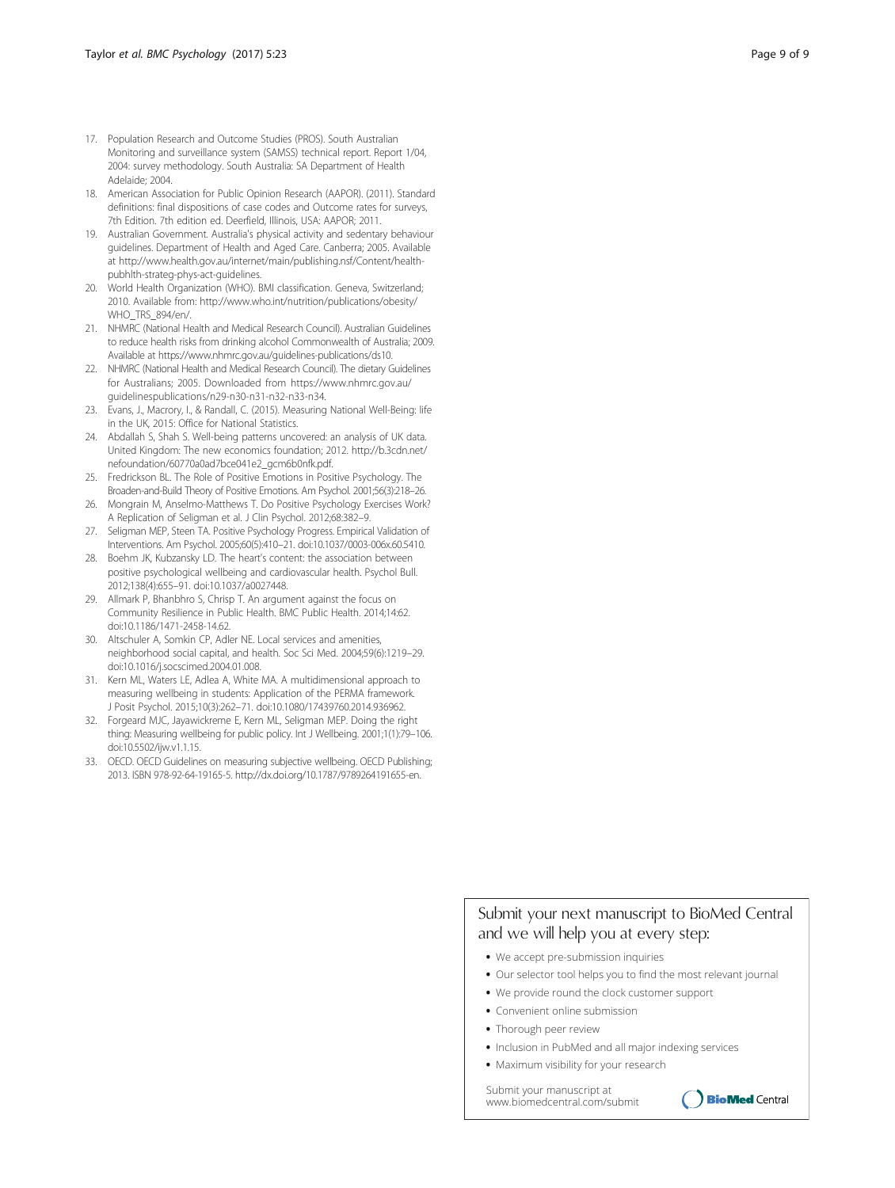17. Population Research and Outcome Studies (PROS). South Australian Monitoring and surveillance system (SAMSS) technical report. Report 1/04, 2004: survey methodology. South Australia: SA Department of Health Adelaide; 2004.
18. American Association for Public Opinion Research (AAPOR). (2011). Standard definitions: final dispositions of case codes and Outcome rates for surveys, 7th Edition. 7th edition ed. Deerfield, Illinois, USA: AAPOR; 2011.
19. Australian Government. Australia's physical activity and sedentary behaviour guidelines. Department of Health and Aged Care. Canberra; 2005. Available at http://www.health.gov.au/internet/main/publishing.nsf/Content/health-pubhlth-strateg-phys-act-guidelines.
20. World Health Organization (WHO). BMI classification. Geneva, Switzerland; 2010. Available from: http://www.who.int/nutrition/publications/obesity/WHO_TRS_894/en/.
21. NHMRC (National Health and Medical Research Council). Australian Guidelines to reduce health risks from drinking alcohol Commonwealth of Australia; 2009. Available at https://www.nhmrc.gov.au/guidelines-publications/ds10.
22. NHMRC (National Health and Medical Research Council). The dietary Guidelines for Australians; 2005. Downloaded from https://www.nhmrc.gov.au/guidelinespublications/n29-n30-n31-n32-n33-n34.
23. Evans, J., Macrory, I., & Randall, C. (2015). Measuring National Well-Being: life in the UK, 2015: Office for National Statistics.
24. Abdallah S, Shah S. Well-being patterns uncovered: an analysis of UK data. United Kingdom: The new economics foundation; 2012. http://b.3cdn.net/nefoundation/60770a0ad7bce041e2_gcm6b0nfk.pdf.
25. Fredrickson BL. The Role of Positive Emotions in Positive Psychology. The Broaden-and-Build Theory of Positive Emotions. Am Psychol. 2001;56(3):218–26.
26. Mongrain M, Anselmo-Matthews T. Do Positive Psychology Exercises Work? A Replication of Seligman et al. J Clin Psychol. 2012;68:382–9.
27. Seligman MEP, Steen TA. Positive Psychology Progress. Empirical Validation of Interventions. Am Psychol. 2005;60(5):410–21. doi:10.1037/0003-006x.60.5410.
28. Boehm JK, Kubzansky LD. The heart's content: the association between positive psychological wellbeing and cardiovascular health. Psychol Bull. 2012;138(4):655–91. doi:10.1037/a0027448.
29. Allmark P, Bhanbhro S, Chrisp T. An argument against the focus on Community Resilience in Public Health. BMC Public Health. 2014;14:62. doi:10.1186/1471-2458-14.62.
30. Altschuler A, Somkin CP, Adler NE. Local services and amenities, neighborhood social capital, and health. Soc Sci Med. 2004;59(6):1219–29. doi:10.1016/j.socscimed.2004.01.008.
31. Kern ML, Waters LE, Adlea A, White MA. A multidimensional approach to measuring wellbeing in students: Application of the PERMA framework. J Posit Psychol. 2015;10(3):262–71. doi:10.1080/17439760.2014.936962.
32. Forgeard MJC, Jayawickreme E, Kern ML, Seligman MEP. Doing the right thing: Measuring wellbeing for public policy. Int J Wellbeing. 2001;1(1):79–106. doi:10.5502/ijw.v1.1.15.
33. OECD. OECD Guidelines on measuring subjective wellbeing. OECD Publishing; 2013. ISBN 978-92-64-19165-5. http://dx.doi.org/10.1787/9789264191655-en.

Submit your next manuscript to BioMed Central and we will help you at every step:

- We accept pre-submission inquiries
- Our selector tool helps you to find the most relevant journal
- We provide round the clock customer support
- Convenient online submission
- Thorough peer review
- Inclusion in PubMed and all major indexing services
- Maximum visibility for your research

Submit your manuscript at www.biomedcentral.com/submit

BioMed Central